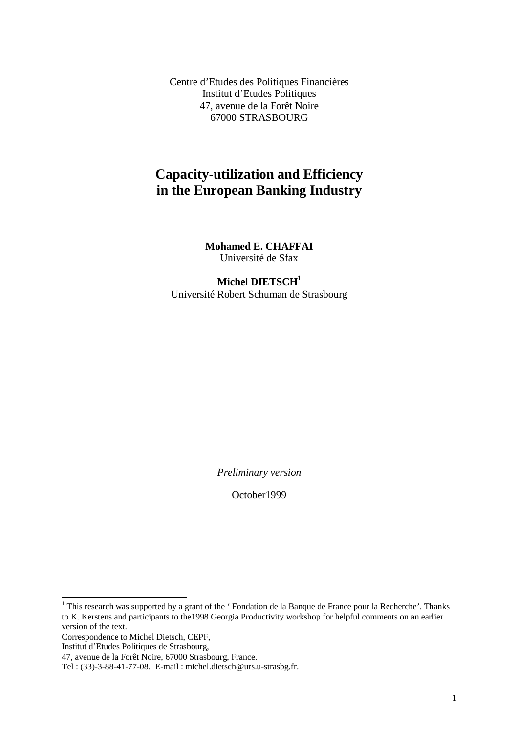Centre d'Etudes des Politiques Financières
Institut d'Etudes Politiques
47, avenue de la Forêt Noire
67000 STRASBOURG

# Capacity-utilization and Efficiency in the European Banking Industry

**Mohamed E. CHAFFAI**
Université de Sfax

**Michel DIETSCH**[1]
Université Robert Schuman de Strasbourg

*Preliminary version*

October1999

---

[1] This research was supported by a grant of the ' Fondation de la Banque de France pour la Recherche'. Thanks to K. Kerstens and participants to the1998 Georgia Productivity workshop for helpful comments on an earlier version of the text.

Correspondence to Michel Dietsch, CEPF,
Institut d'Etudes Politiques de Strasbourg,
47, avenue de la Forêt Noire, 67000 Strasbourg, France.
Tel : (33)-3-88-41-77-08. E-mail : michel.dietsch@urs.u-strasbg.fr.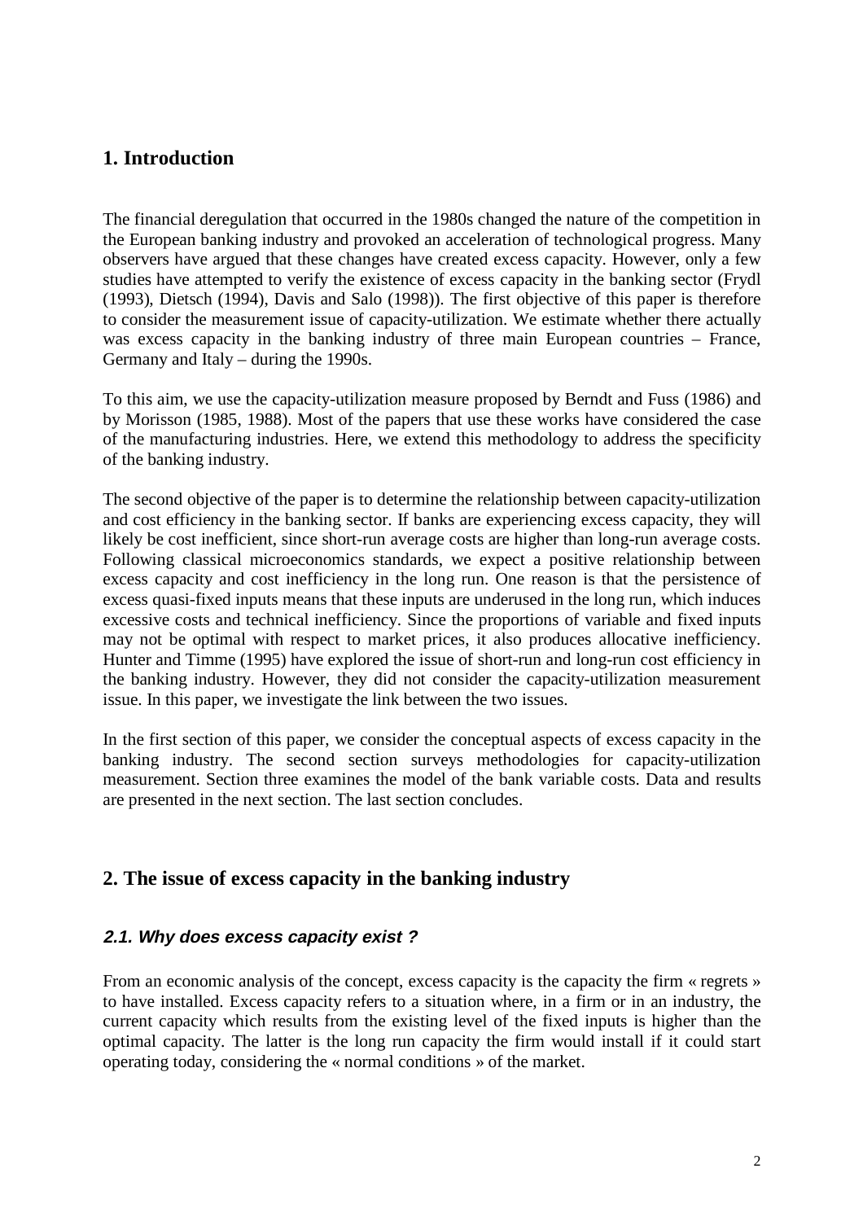## 1. Introduction

The financial deregulation that occurred in the 1980s changed the nature of the competition in the European banking industry and provoked an acceleration of technological progress. Many observers have argued that these changes have created excess capacity. However, only a few studies have attempted to verify the existence of excess capacity in the banking sector (Frydl (1993), Dietsch (1994), Davis and Salo (1998)). The first objective of this paper is therefore to consider the measurement issue of capacity-utilization. We estimate whether there actually was excess capacity in the banking industry of three main European countries – France, Germany and Italy – during the 1990s.

To this aim, we use the capacity-utilization measure proposed by Berndt and Fuss (1986) and by Morisson (1985, 1988). Most of the papers that use these works have considered the case of the manufacturing industries. Here, we extend this methodology to address the specificity of the banking industry.

The second objective of the paper is to determine the relationship between capacity-utilization and cost efficiency in the banking sector. If banks are experiencing excess capacity, they will likely be cost inefficient, since short-run average costs are higher than long-run average costs. Following classical microeconomics standards, we expect a positive relationship between excess capacity and cost inefficiency in the long run. One reason is that the persistence of excess quasi-fixed inputs means that these inputs are underused in the long run, which induces excessive costs and technical inefficiency. Since the proportions of variable and fixed inputs may not be optimal with respect to market prices, it also produces allocative inefficiency. Hunter and Timme (1995) have explored the issue of short-run and long-run cost efficiency in the banking industry. However, they did not consider the capacity-utilization measurement issue. In this paper, we investigate the link between the two issues.

In the first section of this paper, we consider the conceptual aspects of excess capacity in the banking industry. The second section surveys methodologies for capacity-utilization measurement. Section three examines the model of the bank variable costs. Data and results are presented in the next section. The last section concludes.

## 2. The issue of excess capacity in the banking industry

### *2.1. Why does excess capacity exist ?*

From an economic analysis of the concept, excess capacity is the capacity the firm « regrets » to have installed. Excess capacity refers to a situation where, in a firm or in an industry, the current capacity which results from the existing level of the fixed inputs is higher than the optimal capacity. The latter is the long run capacity the firm would install if it could start operating today, considering the « normal conditions » of the market.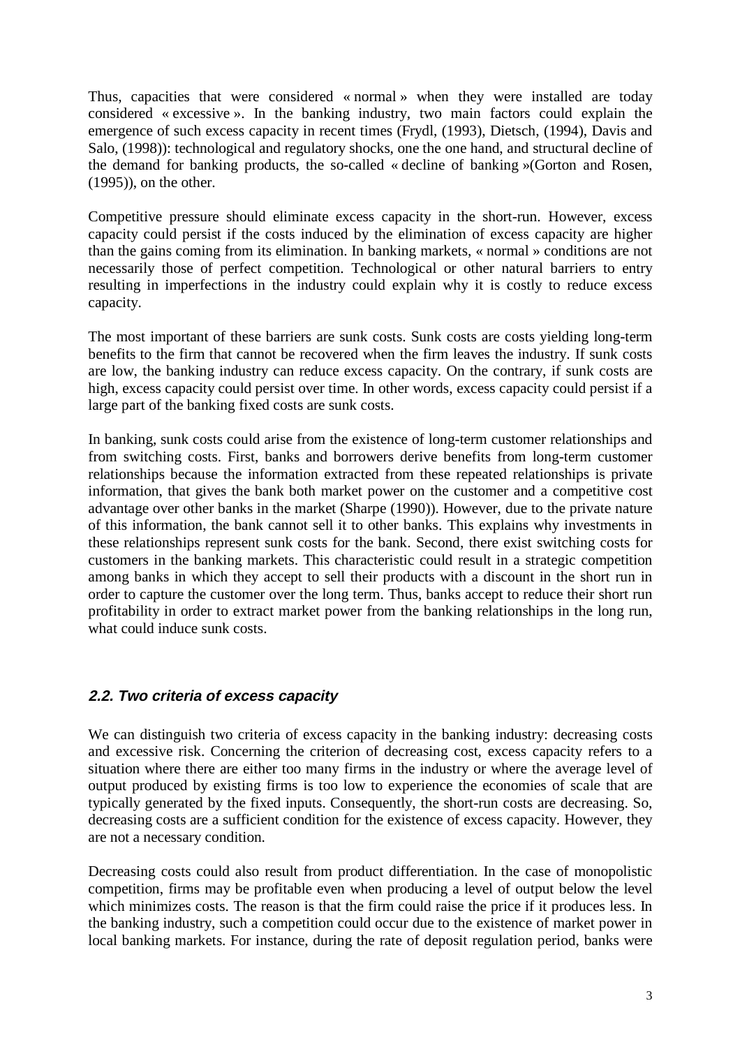Thus, capacities that were considered « normal » when they were installed are today considered « excessive ». In the banking industry, two main factors could explain the emergence of such excess capacity in recent times (Frydl, (1993), Dietsch, (1994), Davis and Salo, (1998)): technological and regulatory shocks, one the one hand, and structural decline of the demand for banking products, the so-called « decline of banking »(Gorton and Rosen, (1995)), on the other.

Competitive pressure should eliminate excess capacity in the short-run. However, excess capacity could persist if the costs induced by the elimination of excess capacity are higher than the gains coming from its elimination. In banking markets, « normal » conditions are not necessarily those of perfect competition. Technological or other natural barriers to entry resulting in imperfections in the industry could explain why it is costly to reduce excess capacity.

The most important of these barriers are sunk costs. Sunk costs are costs yielding long-term benefits to the firm that cannot be recovered when the firm leaves the industry. If sunk costs are low, the banking industry can reduce excess capacity. On the contrary, if sunk costs are high, excess capacity could persist over time. In other words, excess capacity could persist if a large part of the banking fixed costs are sunk costs.

In banking, sunk costs could arise from the existence of long-term customer relationships and from switching costs. First, banks and borrowers derive benefits from long-term customer relationships because the information extracted from these repeated relationships is private information, that gives the bank both market power on the customer and a competitive cost advantage over other banks in the market (Sharpe (1990)). However, due to the private nature of this information, the bank cannot sell it to other banks. This explains why investments in these relationships represent sunk costs for the bank. Second, there exist switching costs for customers in the banking markets. This characteristic could result in a strategic competition among banks in which they accept to sell their products with a discount in the short run in order to capture the customer over the long term. Thus, banks accept to reduce their short run profitability in order to extract market power from the banking relationships in the long run, what could induce sunk costs.

### 2.2. Two criteria of excess capacity

We can distinguish two criteria of excess capacity in the banking industry: decreasing costs and excessive risk. Concerning the criterion of decreasing cost, excess capacity refers to a situation where there are either too many firms in the industry or where the average level of output produced by existing firms is too low to experience the economies of scale that are typically generated by the fixed inputs. Consequently, the short-run costs are decreasing. So, decreasing costs are a sufficient condition for the existence of excess capacity. However, they are not a necessary condition.

Decreasing costs could also result from product differentiation. In the case of monopolistic competition, firms may be profitable even when producing a level of output below the level which minimizes costs. The reason is that the firm could raise the price if it produces less. In the banking industry, such a competition could occur due to the existence of market power in local banking markets. For instance, during the rate of deposit regulation period, banks were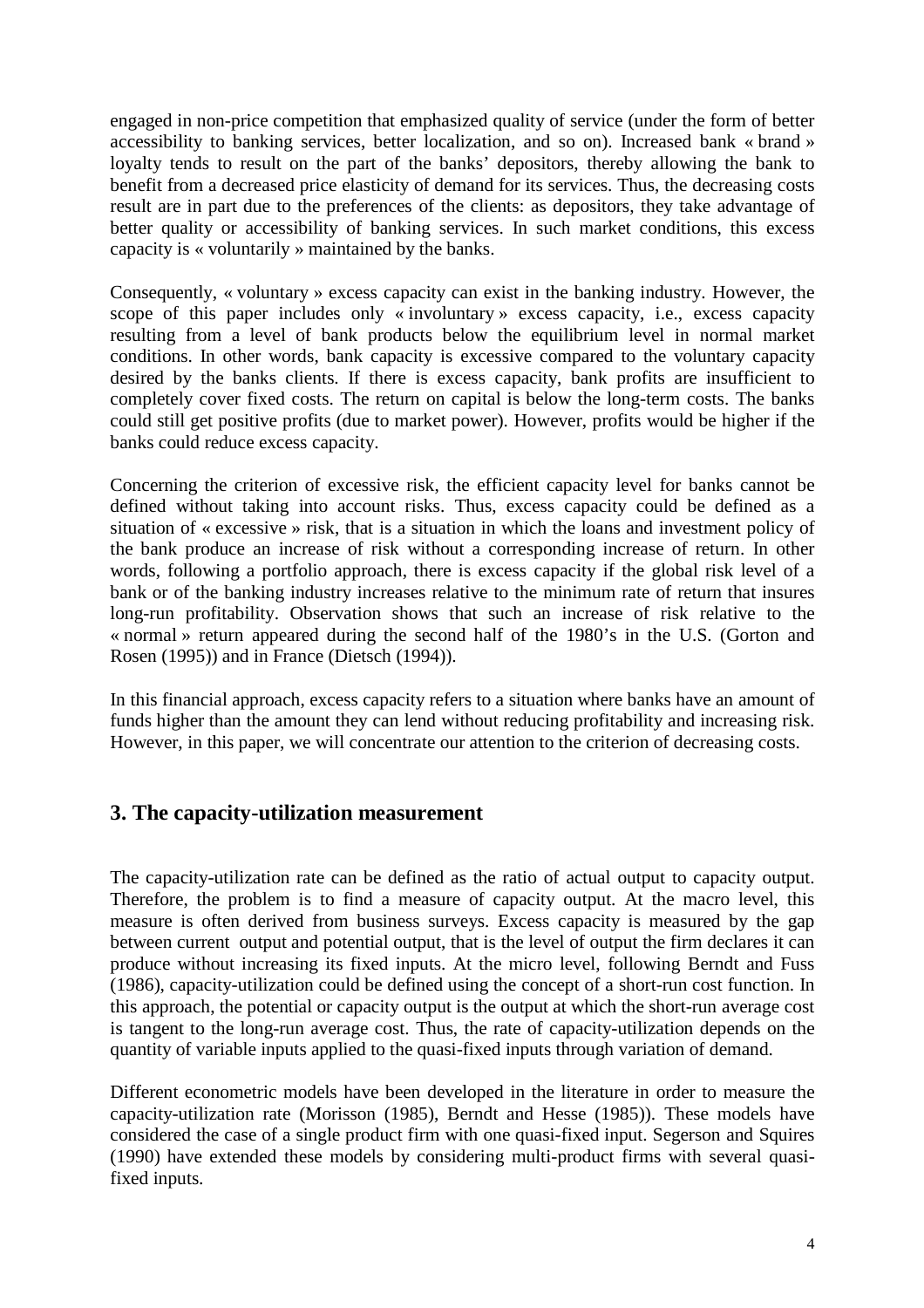engaged in non-price competition that emphasized quality of service (under the form of better accessibility to banking services, better localization, and so on). Increased bank « brand » loyalty tends to result on the part of the banks' depositors, thereby allowing the bank to benefit from a decreased price elasticity of demand for its services. Thus, the decreasing costs result are in part due to the preferences of the clients: as depositors, they take advantage of better quality or accessibility of banking services. In such market conditions, this excess capacity is « voluntarily » maintained by the banks.

Consequently, « voluntary » excess capacity can exist in the banking industry. However, the scope of this paper includes only « involuntary » excess capacity, i.e., excess capacity resulting from a level of bank products below the equilibrium level in normal market conditions. In other words, bank capacity is excessive compared to the voluntary capacity desired by the banks clients. If there is excess capacity, bank profits are insufficient to completely cover fixed costs. The return on capital is below the long-term costs. The banks could still get positive profits (due to market power). However, profits would be higher if the banks could reduce excess capacity.

Concerning the criterion of excessive risk, the efficient capacity level for banks cannot be defined without taking into account risks. Thus, excess capacity could be defined as a situation of « excessive » risk, that is a situation in which the loans and investment policy of the bank produce an increase of risk without a corresponding increase of return. In other words, following a portfolio approach, there is excess capacity if the global risk level of a bank or of the banking industry increases relative to the minimum rate of return that insures long-run profitability. Observation shows that such an increase of risk relative to the « normal » return appeared during the second half of the 1980's in the U.S. (Gorton and Rosen (1995)) and in France (Dietsch (1994)).

In this financial approach, excess capacity refers to a situation where banks have an amount of funds higher than the amount they can lend without reducing profitability and increasing risk. However, in this paper, we will concentrate our attention to the criterion of decreasing costs.

## 3. The capacity-utilization measurement

The capacity-utilization rate can be defined as the ratio of actual output to capacity output. Therefore, the problem is to find a measure of capacity output. At the macro level, this measure is often derived from business surveys. Excess capacity is measured by the gap between current output and potential output, that is the level of output the firm declares it can produce without increasing its fixed inputs. At the micro level, following Berndt and Fuss (1986), capacity-utilization could be defined using the concept of a short-run cost function. In this approach, the potential or capacity output is the output at which the short-run average cost is tangent to the long-run average cost. Thus, the rate of capacity-utilization depends on the quantity of variable inputs applied to the quasi-fixed inputs through variation of demand.

Different econometric models have been developed in the literature in order to measure the capacity-utilization rate (Morisson (1985), Berndt and Hesse (1985)). These models have considered the case of a single product firm with one quasi-fixed input. Segerson and Squires (1990) have extended these models by considering multi-product firms with several quasi-fixed inputs.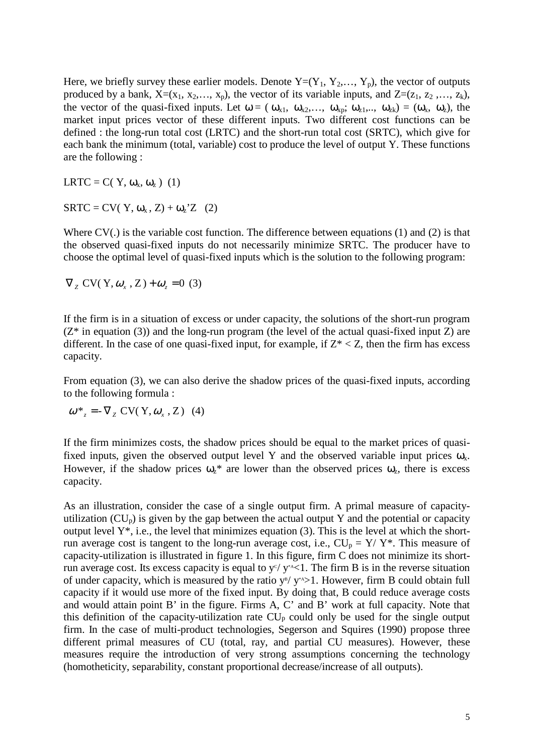Here, we briefly survey these earlier models. Denote $Y=(Y_1, Y_2,\ldots, Y_p)$, the vector of outputs produced by a bank, $X=(x_1, x_2,\ldots, x_p)$, the vector of its variable inputs, and $Z=(z_1, z_2,\ldots, z_k)$, the vector of the quasi-fixed inputs. Let $\omega = (\omega_{x1}, \omega_{x2},\ldots, \omega_{xp}; \omega_{z1},.., \omega_{zk}) = (\omega_x, \omega_z)$, the market input prices vector of these different inputs. Two different cost functions can be defined : the long-run total cost (LRTC) and the short-run total cost (SRTC), which give for each bank the minimum (total, variable) cost to produce the level of output Y. These functions are the following :

$$\text{LRTC} = C(Y, \omega_x, \omega_z) \quad (1)$$

$$\text{SRTC} = CV(Y, \omega_x, Z) + \omega_z\text{'}Z \quad (2)$$

Where CV(.) is the variable cost function. The difference between equations (1) and (2) is that the observed quasi-fixed inputs do not necessarily minimize SRTC. The producer have to choose the optimal level of quasi-fixed inputs which is the solution to the following program:

$$\nabla_Z \, CV(Y, \omega_x, Z) + \omega_z = 0 \quad (3)$$

If the firm is in a situation of excess or under capacity, the solutions of the short-run program ($Z^*$ in equation (3)) and the long-run program (the level of the actual quasi-fixed input Z) are different. In the case of one quasi-fixed input, for example, if $Z^* < Z$, then the firm has excess capacity.

From equation (3), we can also derive the shadow prices of the quasi-fixed inputs, according to the following formula :

$$\omega^*_z = -\nabla_Z \, CV(Y, \omega_x, Z) \quad (4)$$

If the firm minimizes costs, the shadow prices should be equal to the market prices of quasi-fixed inputs, given the observed output level Y and the observed variable input prices $\omega_x$. However, if the shadow prices $\omega_z^*$ are lower than the observed prices $\omega_z$, there is excess capacity.

As an illustration, consider the case of a single output firm. A primal measure of capacity-utilization ($CU_p$) is given by the gap between the actual output Y and the potential or capacity output level $Y^*$, i.e., the level that minimizes equation (3). This is the level at which the short-run average cost is tangent to the long-run average cost, i.e., $CU_p = Y/ Y^*$. This measure of capacity-utilization is illustrated in figure 1. In this figure, firm C does not minimize its short-run average cost. Its excess capacity is equal to $y^C/ y^{*A}<1$. The firm B is in the reverse situation of under capacity, which is measured by the ratio $y^B/ y^{*A}>1$. However, firm B could obtain full capacity if it would use more of the fixed input. By doing that, B could reduce average costs and would attain point B' in the figure. Firms A, C' and B' work at full capacity. Note that this definition of the capacity-utilization rate $CU_P$ could only be used for the single output firm. In the case of multi-product technologies, Segerson and Squires (1990) propose three different primal measures of CU (total, ray, and partial CU measures). However, these measures require the introduction of very strong assumptions concerning the technology (homotheticity, separability, constant proportional decrease/increase of all outputs).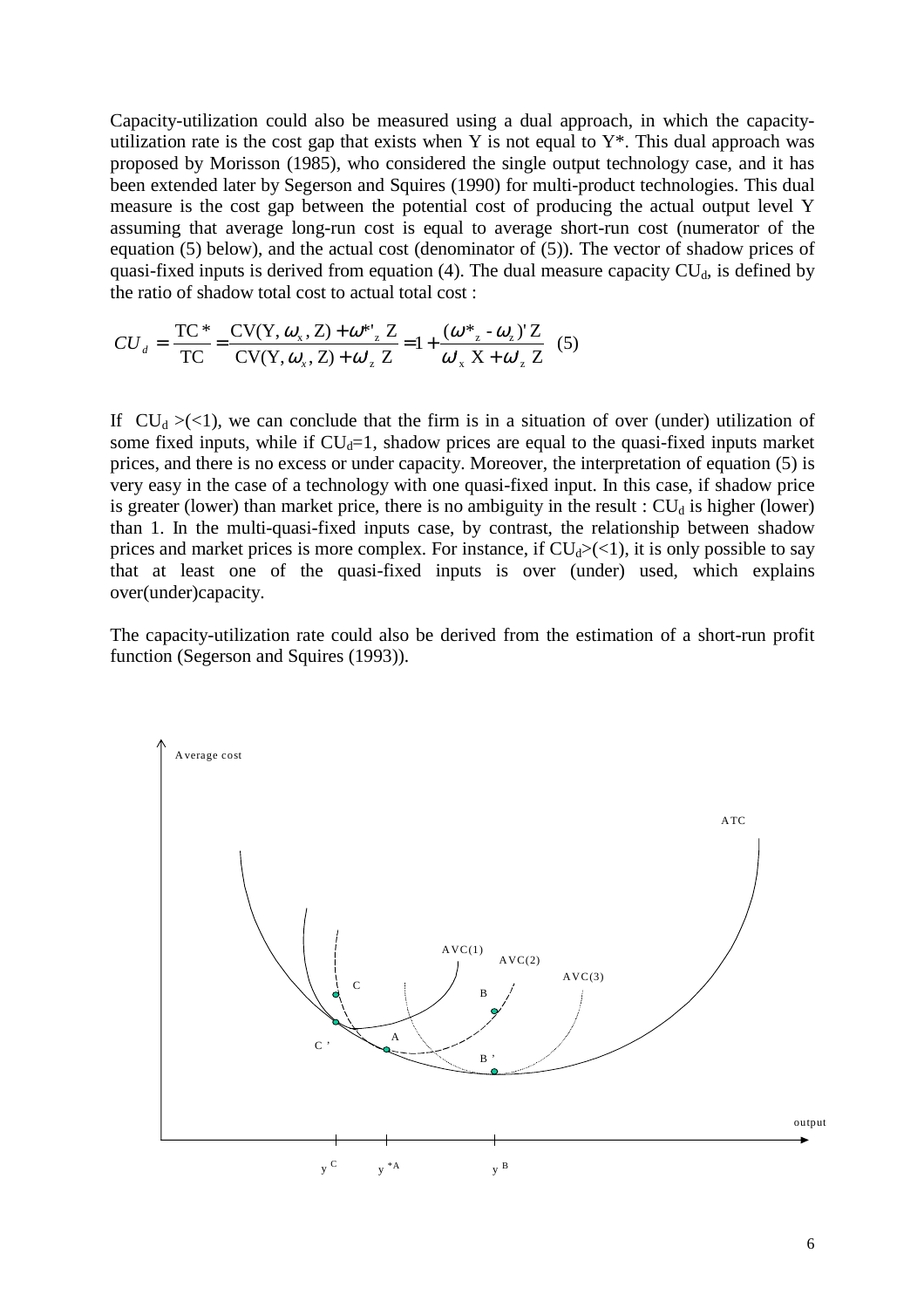Capacity-utilization could also be measured using a dual approach, in which the capacity-utilization rate is the cost gap that exists when Y is not equal to Y*. This dual approach was proposed by Morisson (1985), who considered the single output technology case, and it has been extended later by Segerson and Squires (1990) for multi-product technologies. This dual measure is the cost gap between the potential cost of producing the actual output level Y assuming that average long-run cost is equal to average short-run cost (numerator of the equation (5) below), and the actual cost (denominator of (5)). The vector of shadow prices of quasi-fixed inputs is derived from equation (4). The dual measure capacity $CU_d$, is defined by the ratio of shadow total cost to actual total cost :

$$CU_d = \frac{\mathrm{TC}^*}{\mathrm{TC}} = \frac{\mathrm{CV}(\mathrm{Y}, \omega_x, \mathrm{Z}) + \omega^{*\prime}_z \mathrm{Z}}{\mathrm{CV}(\mathrm{Y}, \omega_x, \mathrm{Z}) + \omega_z \mathrm{Z}} = 1 + \frac{(\omega^*_z - \omega_z)' \mathrm{Z}}{\omega_x \mathrm{X} + \omega_z \mathrm{Z}} \quad (5)$$

If $CU_d >(<1)$, we can conclude that the firm is in a situation of over (under) utilization of some fixed inputs, while if $CU_d=1$, shadow prices are equal to the quasi-fixed inputs market prices, and there is no excess or under capacity. Moreover, the interpretation of equation (5) is very easy in the case of a technology with one quasi-fixed input. In this case, if shadow price is greater (lower) than market price, there is no ambiguity in the result : $CU_d$ is higher (lower) than 1. In the multi-quasi-fixed inputs case, by contrast, the relationship between shadow prices and market prices is more complex. For instance, if $CU_d>(<1)$, it is only possible to say that at least one of the quasi-fixed inputs is over (under) used, which explains over(under)capacity.

The capacity-utilization rate could also be derived from the estimation of a short-run profit function (Segerson and Squires (1993)).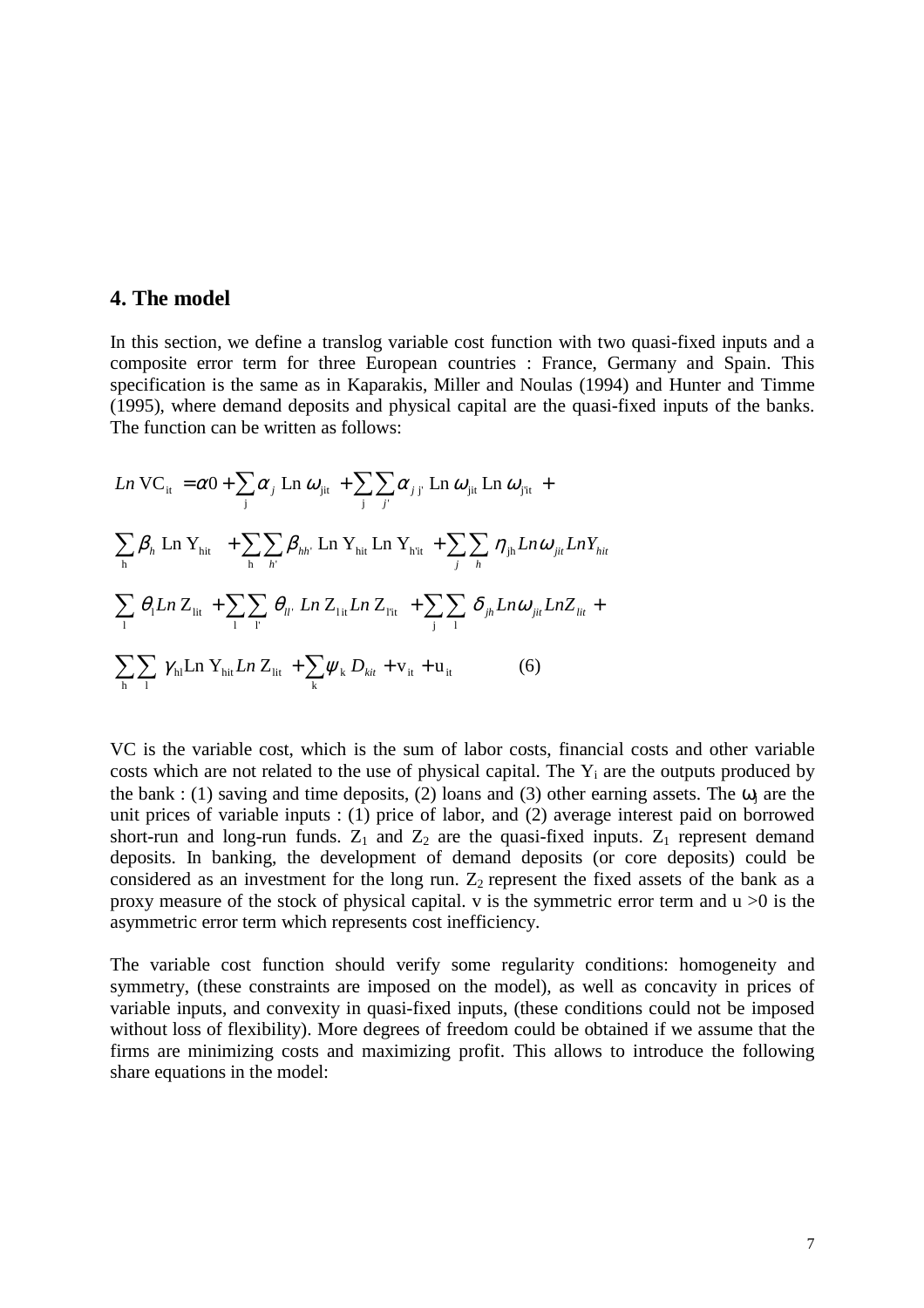## 4. The model

In this section, we define a translog variable cost function with two quasi-fixed inputs and a composite error term for three European countries : France, Germany and Spain. This specification is the same as in Kaparakis, Miller and Noulas (1994) and Hunter and Timme (1995), where demand deposits and physical capital are the quasi-fixed inputs of the banks. The function can be written as follows:

$$
\begin{aligned}
Ln\, VC_{it} &= \alpha 0 + \sum_{j} \alpha_j \, Ln\, \omega_{jit} + \sum_{j}\sum_{j'} \alpha_{jj'} \, Ln\, \omega_{jit} \, Ln\, \omega_{j'it} + \\
&\sum_{h} \beta_h \, Ln\, Y_{hit} + \sum_{h}\sum_{h'} \beta_{hh'} \, Ln\, Y_{hit} \, Ln\, Y_{h'it} + \sum_{j}\sum_{h} \eta_{jh} Ln\omega_{jit} LnY_{hit} \\
&\sum_{l} \theta_l Ln\, Z_{lit} + \sum_{l}\sum_{l'} \theta_{ll'} \, Ln\, Z_{lit} Ln\, Z_{l'it} + \sum_{j}\sum_{l} \delta_{jh} Ln\omega_{jit} LnZ_{lit} + \\
&\sum_{h}\sum_{l} \gamma_{hl} Ln\, Y_{hit} Ln\, Z_{lit} + \sum_{k} \psi_k \, D_{kit} + v_{it} + u_{it} \qquad (6)
\end{aligned}
$$

VC is the variable cost, which is the sum of labor costs, financial costs and other variable costs which are not related to the use of physical capital. The $Y_i$ are the outputs produced by the bank : (1) saving and time deposits, (2) loans and (3) other earning assets. The $\omega_j$ are the unit prices of variable inputs : (1) price of labor, and (2) average interest paid on borrowed short-run and long-run funds. $Z_1$ and $Z_2$ are the quasi-fixed inputs. $Z_1$ represent demand deposits. In banking, the development of demand deposits (or core deposits) could be considered as an investment for the long run. $Z_2$ represent the fixed assets of the bank as a proxy measure of the stock of physical capital. v is the symmetric error term and $u > 0$ is the asymmetric error term which represents cost inefficiency.

The variable cost function should verify some regularity conditions: homogeneity and symmetry, (these constraints are imposed on the model), as well as concavity in prices of variable inputs, and convexity in quasi-fixed inputs, (these conditions could not be imposed without loss of flexibility). More degrees of freedom could be obtained if we assume that the firms are minimizing costs and maximizing profit. This allows to introduce the following share equations in the model: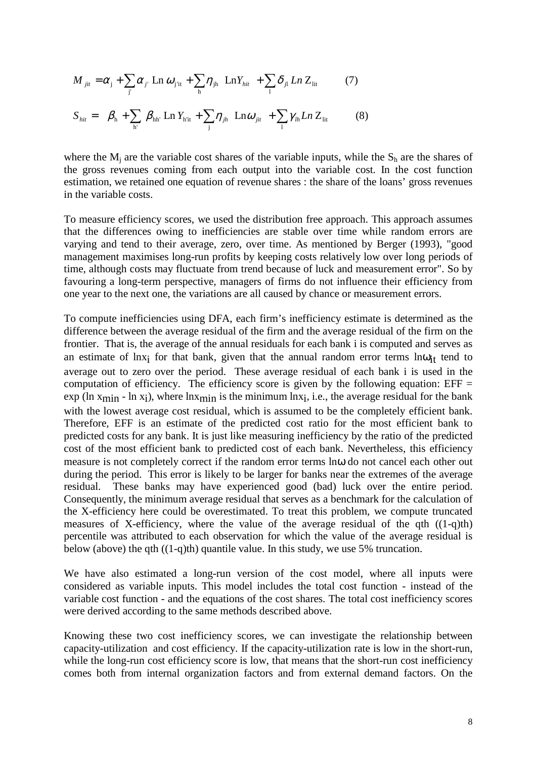$$M_{jit} = \alpha_j + \sum_{j'} \alpha_{j'} \operatorname{Ln} \omega_{j'it} + \sum_{h} \eta_{jh} \operatorname{Ln} Y_{hit} + \sum_{l} \delta_{jl} \operatorname{Ln} Z_{lit} \qquad (7)$$

$$S_{hit} = \beta_h + \sum_{h'} \beta_{hh'} \operatorname{Ln} Y_{h'it} + \sum_{j} \eta_{jh} \operatorname{Ln} \omega_{jit} + \sum_{l} \gamma_{lh} \operatorname{Ln} Z_{lit} \qquad (8)$$

where the $M_j$ are the variable cost shares of the variable inputs, while the $S_h$ are the shares of the gross revenues coming from each output into the variable cost. In the cost function estimation, we retained one equation of revenue shares : the share of the loans' gross revenues in the variable costs.

To measure efficiency scores, we used the distribution free approach. This approach assumes that the differences owing to inefficiencies are stable over time while random errors are varying and tend to their average, zero, over time. As mentioned by Berger (1993), "good management maximises long-run profits by keeping costs relatively low over long periods of time, although costs may fluctuate from trend because of luck and measurement error". So by favouring a long-term perspective, managers of firms do not influence their efficiency from one year to the next one, the variations are all caused by chance or measurement errors.

To compute inefficiencies using DFA, each firm's inefficiency estimate is determined as the difference between the average residual of the firm and the average residual of the firm on the frontier. That is, the average of the annual residuals for each bank i is computed and serves as an estimate of $\ln x_i$ for that bank, given that the annual random error terms $\ln \omega_{it}$ tend to average out to zero over the period. These average residual of each bank i is used in the computation of efficiency. The efficiency score is given by the following equation: EFF = $\exp(\ln x_{min} - \ln x_i)$, where $\ln x_{min}$ is the minimum $\ln x_i$, i.e., the average residual for the bank with the lowest average cost residual, which is assumed to be the completely efficient bank. Therefore, EFF is an estimate of the predicted cost ratio for the most efficient bank to predicted costs for any bank. It is just like measuring inefficiency by the ratio of the predicted cost of the most efficient bank to predicted cost of each bank. Nevertheless, this efficiency measure is not completely correct if the random error terms $\ln \omega$ do not cancel each other out during the period. This error is likely to be larger for banks near the extremes of the average residual. These banks may have experienced good (bad) luck over the entire period. Consequently, the minimum average residual that serves as a benchmark for the calculation of the X-efficiency here could be overestimated. To treat this problem, we compute truncated measures of X-efficiency, where the value of the average residual of the qth ((1-q)th) percentile was attributed to each observation for which the value of the average residual is below (above) the qth ((1-q)th) quantile value. In this study, we use 5% truncation.

We have also estimated a long-run version of the cost model, where all inputs were considered as variable inputs. This model includes the total cost function - instead of the variable cost function - and the equations of the cost shares. The total cost inefficiency scores were derived according to the same methods described above.

Knowing these two cost inefficiency scores, we can investigate the relationship between capacity-utilization and cost efficiency. If the capacity-utilization rate is low in the short-run, while the long-run cost efficiency score is low, that means that the short-run cost inefficiency comes both from internal organization factors and from external demand factors. On the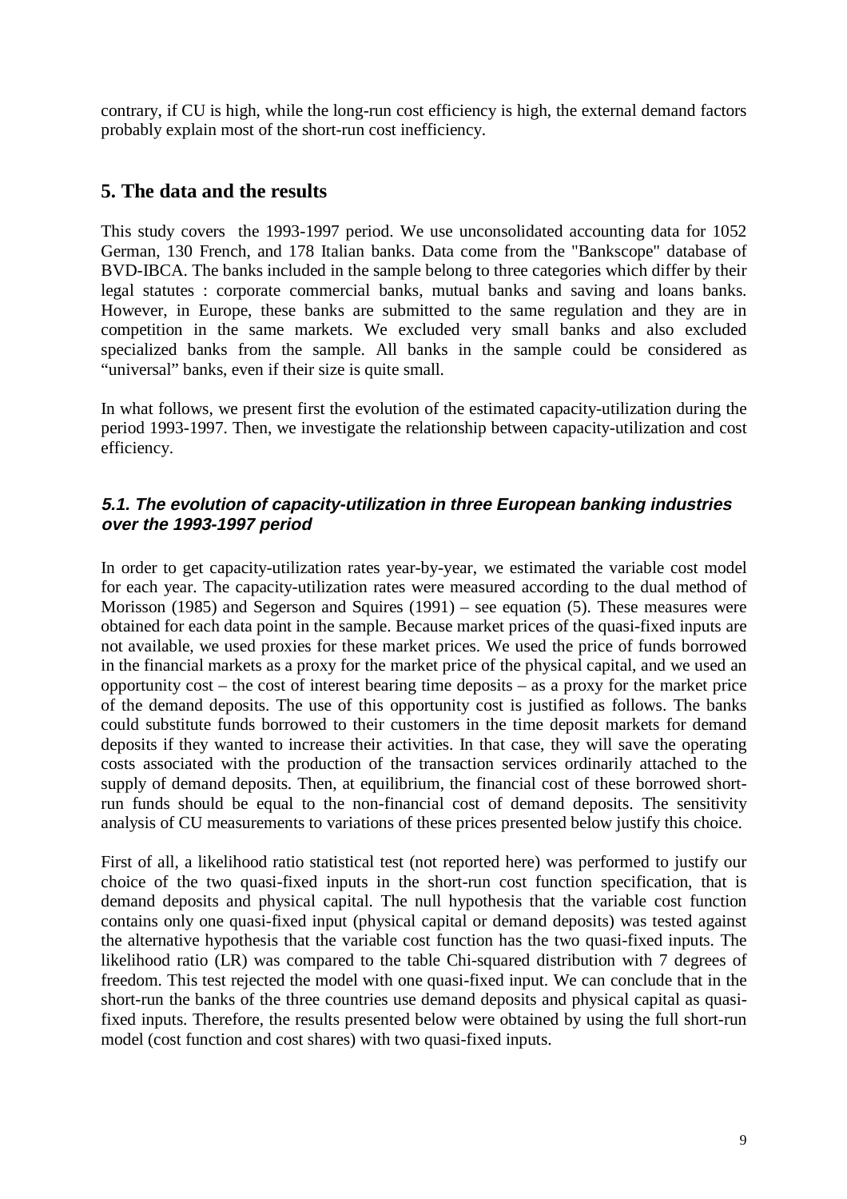contrary, if CU is high, while the long-run cost efficiency is high, the external demand factors probably explain most of the short-run cost inefficiency.

## 5. The data and the results

This study covers the 1993-1997 period. We use unconsolidated accounting data for 1052 German, 130 French, and 178 Italian banks. Data come from the "Bankscope" database of BVD-IBCA. The banks included in the sample belong to three categories which differ by their legal statutes : corporate commercial banks, mutual banks and saving and loans banks. However, in Europe, these banks are submitted to the same regulation and they are in competition in the same markets. We excluded very small banks and also excluded specialized banks from the sample. All banks in the sample could be considered as "universal" banks, even if their size is quite small.

In what follows, we present first the evolution of the estimated capacity-utilization during the period 1993-1997. Then, we investigate the relationship between capacity-utilization and cost efficiency.

### *5.1. The evolution of capacity-utilization in three European banking industries over the 1993-1997 period*

In order to get capacity-utilization rates year-by-year, we estimated the variable cost model for each year. The capacity-utilization rates were measured according to the dual method of Morisson (1985) and Segerson and Squires (1991) – see equation (5). These measures were obtained for each data point in the sample. Because market prices of the quasi-fixed inputs are not available, we used proxies for these market prices. We used the price of funds borrowed in the financial markets as a proxy for the market price of the physical capital, and we used an opportunity cost – the cost of interest bearing time deposits – as a proxy for the market price of the demand deposits. The use of this opportunity cost is justified as follows. The banks could substitute funds borrowed to their customers in the time deposit markets for demand deposits if they wanted to increase their activities. In that case, they will save the operating costs associated with the production of the transaction services ordinarily attached to the supply of demand deposits. Then, at equilibrium, the financial cost of these borrowed short-run funds should be equal to the non-financial cost of demand deposits. The sensitivity analysis of CU measurements to variations of these prices presented below justify this choice.

First of all, a likelihood ratio statistical test (not reported here) was performed to justify our choice of the two quasi-fixed inputs in the short-run cost function specification, that is demand deposits and physical capital. The null hypothesis that the variable cost function contains only one quasi-fixed input (physical capital or demand deposits) was tested against the alternative hypothesis that the variable cost function has the two quasi-fixed inputs. The likelihood ratio (LR) was compared to the table Chi-squared distribution with 7 degrees of freedom. This test rejected the model with one quasi-fixed input. We can conclude that in the short-run the banks of the three countries use demand deposits and physical capital as quasi-fixed inputs. Therefore, the results presented below were obtained by using the full short-run model (cost function and cost shares) with two quasi-fixed inputs.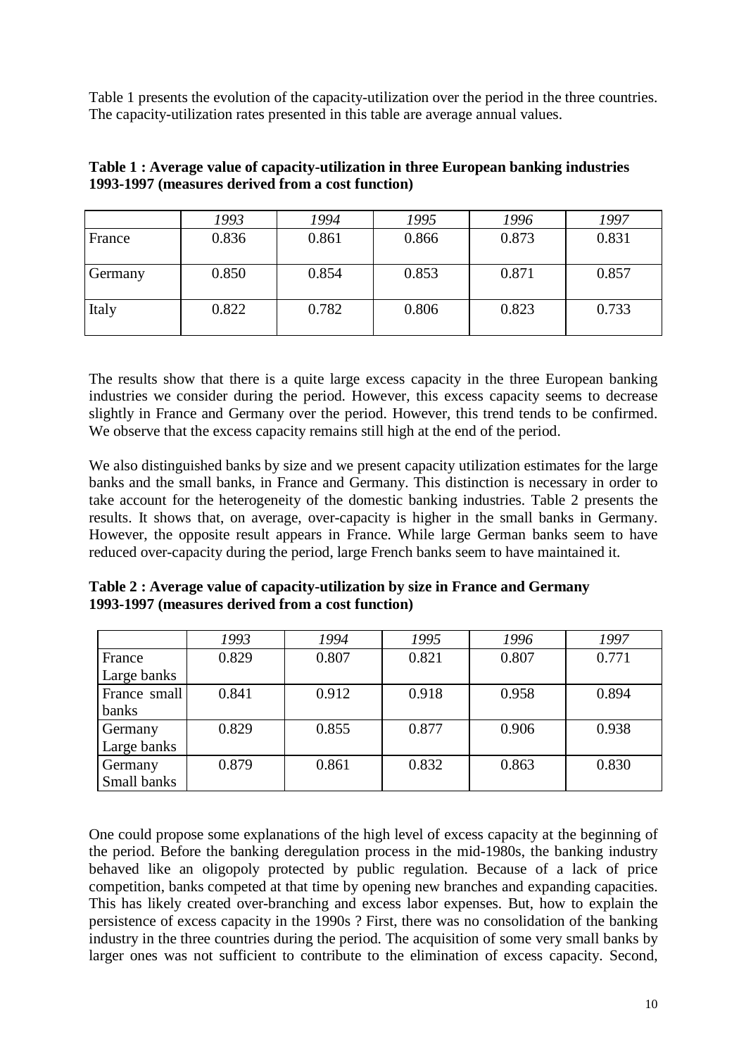Table 1 presents the evolution of the capacity-utilization over the period in the three countries. The capacity-utilization rates presented in this table are average annual values.

**Table 1 : Average value of capacity-utilization in three European banking industries 1993-1997 (measures derived from a cost function)**

| | *1993* | *1994* | *1995* | *1996* | *1997* |
|---|---|---|---|---|---|
| France | 0.836 | 0.861 | 0.866 | 0.873 | 0.831 |
| Germany | 0.850 | 0.854 | 0.853 | 0.871 | 0.857 |
| Italy | 0.822 | 0.782 | 0.806 | 0.823 | 0.733 |

The results show that there is a quite large excess capacity in the three European banking industries we consider during the period. However, this excess capacity seems to decrease slightly in France and Germany over the period. However, this trend tends to be confirmed. We observe that the excess capacity remains still high at the end of the period.

We also distinguished banks by size and we present capacity utilization estimates for the large banks and the small banks, in France and Germany. This distinction is necessary in order to take account for the heterogeneity of the domestic banking industries. Table 2 presents the results. It shows that, on average, over-capacity is higher in the small banks in Germany. However, the opposite result appears in France. While large German banks seem to have reduced over-capacity during the period, large French banks seem to have maintained it.

**Table 2 : Average value of capacity-utilization by size in France and Germany 1993-1997 (measures derived from a cost function)**

| | *1993* | *1994* | *1995* | *1996* | *1997* |
|---|---|---|---|---|---|
| France Large banks | 0.829 | 0.807 | 0.821 | 0.807 | 0.771 |
| France small banks | 0.841 | 0.912 | 0.918 | 0.958 | 0.894 |
| Germany Large banks | 0.829 | 0.855 | 0.877 | 0.906 | 0.938 |
| Germany Small banks | 0.879 | 0.861 | 0.832 | 0.863 | 0.830 |

One could propose some explanations of the high level of excess capacity at the beginning of the period. Before the banking deregulation process in the mid-1980s, the banking industry behaved like an oligopoly protected by public regulation. Because of a lack of price competition, banks competed at that time by opening new branches and expanding capacities. This has likely created over-branching and excess labor expenses. But, how to explain the persistence of excess capacity in the 1990s ? First, there was no consolidation of the banking industry in the three countries during the period. The acquisition of some very small banks by larger ones was not sufficient to contribute to the elimination of excess capacity. Second,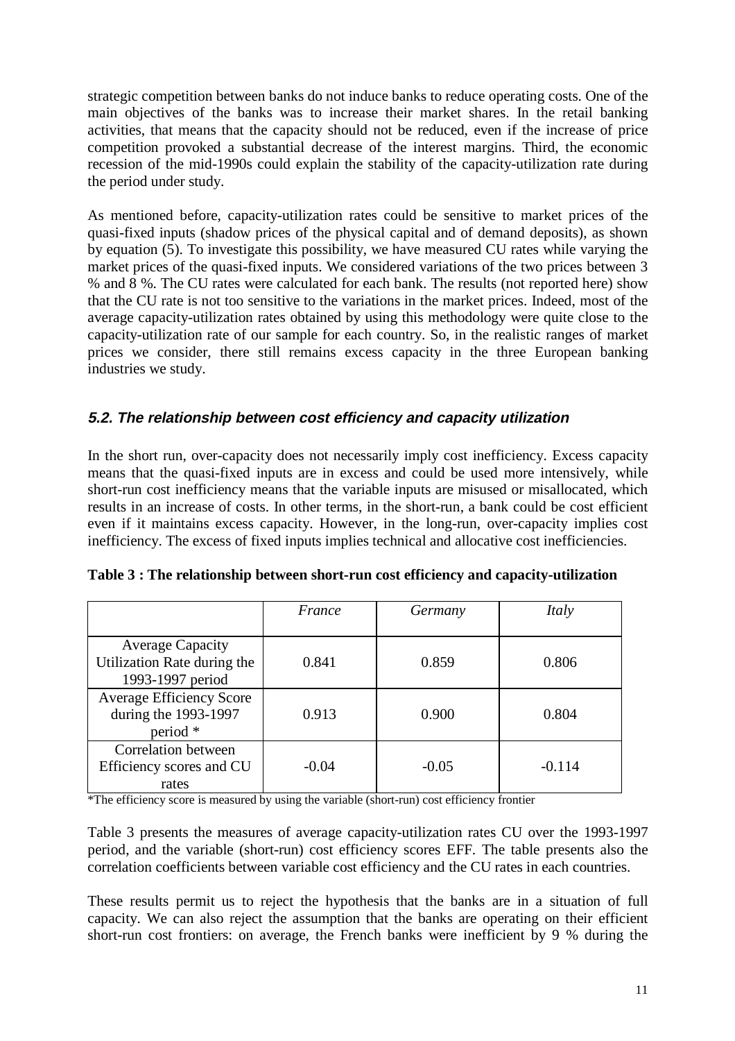strategic competition between banks do not induce banks to reduce operating costs. One of the main objectives of the banks was to increase their market shares. In the retail banking activities, that means that the capacity should not be reduced, even if the increase of price competition provoked a substantial decrease of the interest margins. Third, the economic recession of the mid-1990s could explain the stability of the capacity-utilization rate during the period under study.

As mentioned before, capacity-utilization rates could be sensitive to market prices of the quasi-fixed inputs (shadow prices of the physical capital and of demand deposits), as shown by equation (5). To investigate this possibility, we have measured CU rates while varying the market prices of the quasi-fixed inputs. We considered variations of the two prices between 3 % and 8 %. The CU rates were calculated for each bank. The results (not reported here) show that the CU rate is not too sensitive to the variations in the market prices. Indeed, most of the average capacity-utilization rates obtained by using this methodology were quite close to the capacity-utilization rate of our sample for each country. So, in the realistic ranges of market prices we consider, there still remains excess capacity in the three European banking industries we study.

### *5.2. The relationship between cost efficiency and capacity utilization*

In the short run, over-capacity does not necessarily imply cost inefficiency. Excess capacity means that the quasi-fixed inputs are in excess and could be used more intensively, while short-run cost inefficiency means that the variable inputs are misused or misallocated, which results in an increase of costs. In other terms, in the short-run, a bank could be cost efficient even if it maintains excess capacity. However, in the long-run, over-capacity implies cost inefficiency. The excess of fixed inputs implies technical and allocative cost inefficiencies.

**Table 3 : The relationship between short-run cost efficiency and capacity-utilization**

| | *France* | *Germany* | *Italy* |
|---|---|---|---|
| Average Capacity Utilization Rate during the 1993-1997 period | 0.841 | 0.859 | 0.806 |
| Average Efficiency Score during the 1993-1997 period * | 0.913 | 0.900 | 0.804 |
| Correlation between Efficiency scores and CU rates | -0.04 | -0.05 | -0.114 |

*The efficiency score is measured by using the variable (short-run) cost efficiency frontier

Table 3 presents the measures of average capacity-utilization rates CU over the 1993-1997 period, and the variable (short-run) cost efficiency scores EFF. The table presents also the correlation coefficients between variable cost efficiency and the CU rates in each countries.

These results permit us to reject the hypothesis that the banks are in a situation of full capacity. We can also reject the assumption that the banks are operating on their efficient short-run cost frontiers: on average, the French banks were inefficient by 9 % during the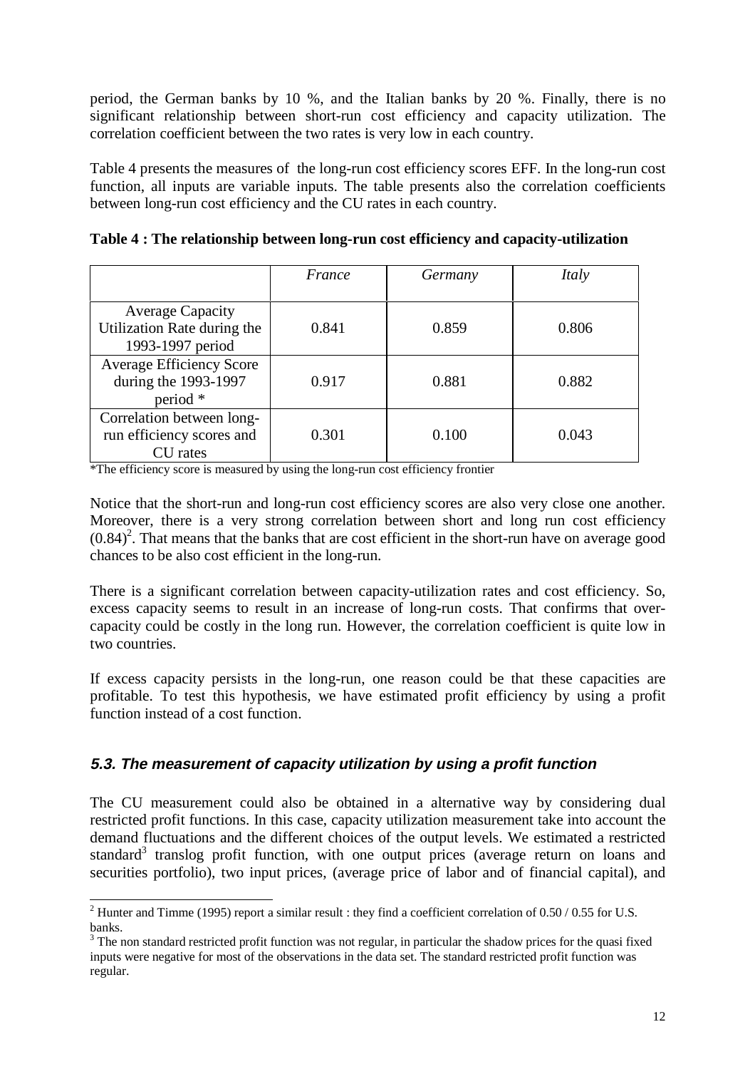period, the German banks by 10 %, and the Italian banks by 20 %. Finally, there is no significant relationship between short-run cost efficiency and capacity utilization. The correlation coefficient between the two rates is very low in each country.

Table 4 presents the measures of the long-run cost efficiency scores EFF. In the long-run cost function, all inputs are variable inputs. The table presents also the correlation coefficients between long-run cost efficiency and the CU rates in each country.

**Table 4 : The relationship between long-run cost efficiency and capacity-utilization**

| | *France* | *Germany* | *Italy* |
|---|---|---|---|
| Average Capacity Utilization Rate during the 1993-1997 period | 0.841 | 0.859 | 0.806 |
| Average Efficiency Score during the 1993-1997 period * | 0.917 | 0.881 | 0.882 |
| Correlation between long-run efficiency scores and CU rates | 0.301 | 0.100 | 0.043 |

*The efficiency score is measured by using the long-run cost efficiency frontier

Notice that the short-run and long-run cost efficiency scores are also very close one another. Moreover, there is a very strong correlation between short and long run cost efficiency (0.84)[2]. That means that the banks that are cost efficient in the short-run have on average good chances to be also cost efficient in the long-run.

There is a significant correlation between capacity-utilization rates and cost efficiency. So, excess capacity seems to result in an increase of long-run costs. That confirms that over-capacity could be costly in the long run. However, the correlation coefficient is quite low in two countries.

If excess capacity persists in the long-run, one reason could be that these capacities are profitable. To test this hypothesis, we have estimated profit efficiency by using a profit function instead of a cost function.

### *5.3. The measurement of capacity utilization by using a profit function*

The CU measurement could also be obtained in a alternative way by considering dual restricted profit functions. In this case, capacity utilization measurement take into account the demand fluctuations and the different choices of the output levels. We estimated a restricted standard[3] translog profit function, with one output prices (average return on loans and securities portfolio), two input prices, (average price of labor and of financial capital), and

---

[2] Hunter and Timme (1995) report a similar result : they find a coefficient correlation of 0.50 / 0.55 for U.S. banks.

[3] The non standard restricted profit function was not regular, in particular the shadow prices for the quasi fixed inputs were negative for most of the observations in the data set. The standard restricted profit function was regular.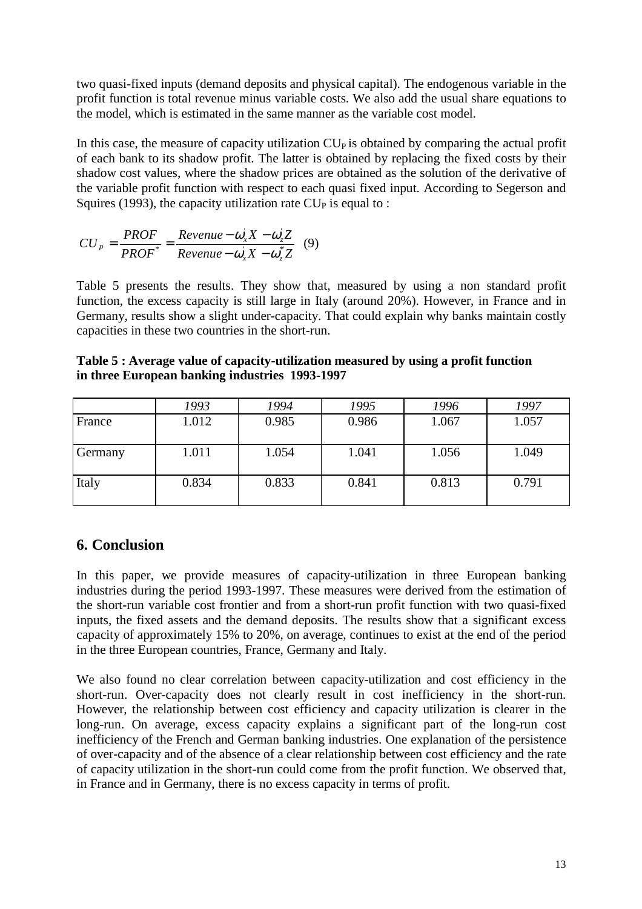two quasi-fixed inputs (demand deposits and physical capital). The endogenous variable in the profit function is total revenue minus variable costs. We also add the usual share equations to the model, which is estimated in the same manner as the variable cost model.

In this case, the measure of capacity utilization $CU_P$ is obtained by comparing the actual profit of each bank to its shadow profit. The latter is obtained by replacing the fixed costs by their shadow cost values, where the shadow prices are obtained as the solution of the derivative of the variable profit function with respect to each quasi fixed input. According to Segerson and Squires (1993), the capacity utilization rate $CU_P$ is equal to :

$$CU_P = \frac{PROF}{PROF^*} = \frac{Revenue - \omega_x^{'} X - \omega_z^{'} Z}{Revenue - \omega_x^{'} X - \omega_z^{*'} Z} \quad (9)$$

Table 5 presents the results. They show that, measured by using a non standard profit function, the excess capacity is still large in Italy (around 20%). However, in France and in Germany, results show a slight under-capacity. That could explain why banks maintain costly capacities in these two countries in the short-run.

**Table 5 : Average value of capacity-utilization measured by using a profit function in three European banking industries 1993-1997**

| | *1993* | *1994* | *1995* | *1996* | *1997* |
|---|---|---|---|---|---|
| France | 1.012 | 0.985 | 0.986 | 1.067 | 1.057 |
| Germany | 1.011 | 1.054 | 1.041 | 1.056 | 1.049 |
| Italy | 0.834 | 0.833 | 0.841 | 0.813 | 0.791 |

## 6. Conclusion

In this paper, we provide measures of capacity-utilization in three European banking industries during the period 1993-1997. These measures were derived from the estimation of the short-run variable cost frontier and from a short-run profit function with two quasi-fixed inputs, the fixed assets and the demand deposits. The results show that a significant excess capacity of approximately 15% to 20%, on average, continues to exist at the end of the period in the three European countries, France, Germany and Italy.

We also found no clear correlation between capacity-utilization and cost efficiency in the short-run. Over-capacity does not clearly result in cost inefficiency in the short-run. However, the relationship between cost efficiency and capacity utilization is clearer in the long-run. On average, excess capacity explains a significant part of the long-run cost inefficiency of the French and German banking industries. One explanation of the persistence of over-capacity and of the absence of a clear relationship between cost efficiency and the rate of capacity utilization in the short-run could come from the profit function. We observed that, in France and in Germany, there is no excess capacity in terms of profit.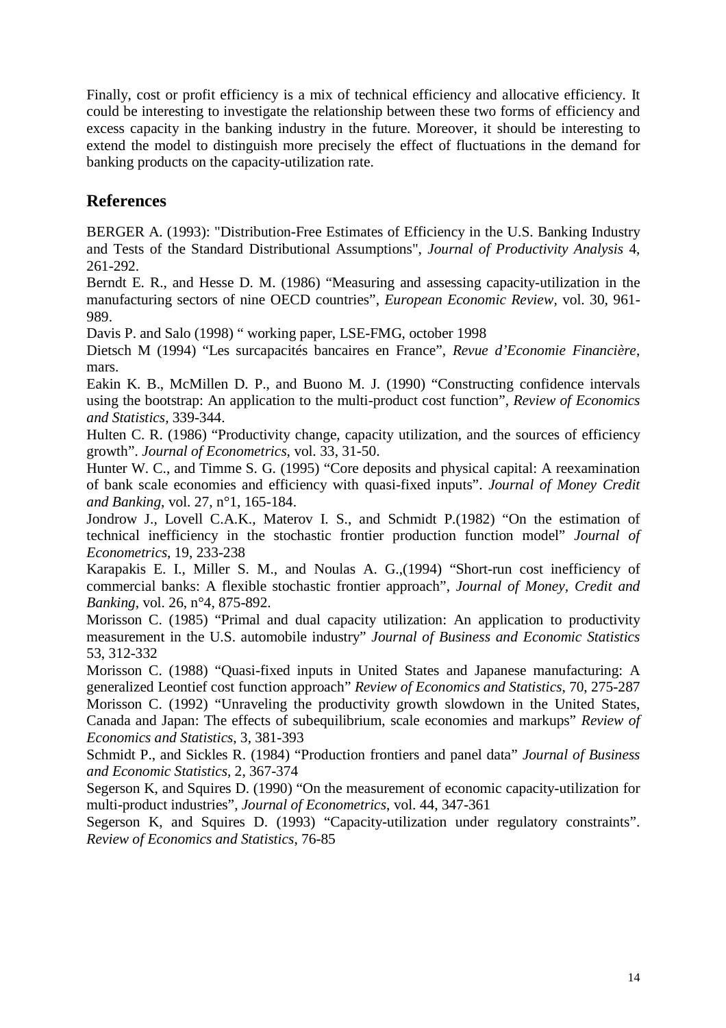Finally, cost or profit efficiency is a mix of technical efficiency and allocative efficiency. It could be interesting to investigate the relationship between these two forms of efficiency and excess capacity in the banking industry in the future. Moreover, it should be interesting to extend the model to distinguish more precisely the effect of fluctuations in the demand for banking products on the capacity-utilization rate.

## References

BERGER A. (1993): "Distribution-Free Estimates of Efficiency in the U.S. Banking Industry and Tests of the Standard Distributional Assumptions", *Journal of Productivity Analysis* 4, 261-292.

Berndt E. R., and Hesse D. M. (1986) "Measuring and assessing capacity-utilization in the manufacturing sectors of nine OECD countries", *European Economic Review*, vol. 30, 961-989.

Davis P. and Salo (1998) " working paper, LSE-FMG, october 1998

Dietsch M (1994) "Les surcapacités bancaires en France", *Revue d'Economie Financière*, mars.

Eakin K. B., McMillen D. P., and Buono M. J. (1990) "Constructing confidence intervals using the bootstrap: An application to the multi-product cost function", *Review of Economics and Statistics*, 339-344.

Hulten C. R. (1986) "Productivity change, capacity utilization, and the sources of efficiency growth". *Journal of Econometrics*, vol. 33, 31-50.

Hunter W. C., and Timme S. G. (1995) "Core deposits and physical capital: A reexamination of bank scale economies and efficiency with quasi-fixed inputs". *Journal of Money Credit and Banking*, vol. 27, n°1, 165-184.

Jondrow J., Lovell C.A.K., Materov I. S., and Schmidt P.(1982) "On the estimation of technical inefficiency in the stochastic frontier production function model" *Journal of Econometrics*, 19, 233-238

Karapakis E. I., Miller S. M., and Noulas A. G.,(1994) "Short-run cost inefficiency of commercial banks: A flexible stochastic frontier approach", *Journal of Money, Credit and Banking*, vol. 26, n°4, 875-892.

Morisson C. (1985) "Primal and dual capacity utilization: An application to productivity measurement in the U.S. automobile industry" *Journal of Business and Economic Statistics* 53, 312-332

Morisson C. (1988) "Quasi-fixed inputs in United States and Japanese manufacturing: A generalized Leontief cost function approach" *Review of Economics and Statistics*, 70, 275-287

Morisson C. (1992) "Unraveling the productivity growth slowdown in the United States, Canada and Japan: The effects of subequilibrium, scale economies and markups" *Review of Economics and Statistics*, 3, 381-393

Schmidt P., and Sickles R. (1984) "Production frontiers and panel data" *Journal of Business and Economic Statistics*, 2, 367-374

Segerson K, and Squires D. (1990) "On the measurement of economic capacity-utilization for multi-product industries", *Journal of Econometrics*, vol. 44, 347-361

Segerson K, and Squires D. (1993) "Capacity-utilization under regulatory constraints". *Review of Economics and Statistics*, 76-85